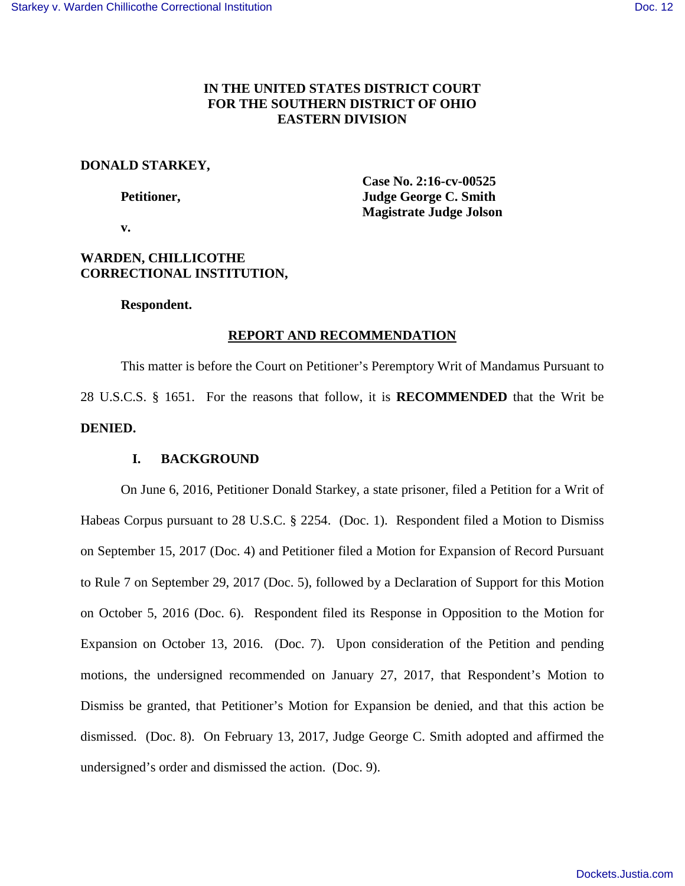**IN THE UNITED STATES DISTRICT COURT**
**FOR THE SOUTHERN DISTRICT OF OHIO**
**EASTERN DIVISION**

**DONALD STARKEY,**

**Petitioner,**

**v.**

**WARDEN, CHILLICOTHE CORRECTIONAL INSTITUTION,**

**Respondent.**

**Case No. 2:16-cv-00525**
**Judge George C. Smith**
**Magistrate Judge Jolson**

## REPORT AND RECOMMENDATION

This matter is before the Court on Petitioner's Peremptory Writ of Mandamus Pursuant to 28 U.S.C.S. § 1651. For the reasons that follow, it is **RECOMMENDED** that the Writ be **DENIED.**

### I. BACKGROUND

On June 6, 2016, Petitioner Donald Starkey, a state prisoner, filed a Petition for a Writ of Habeas Corpus pursuant to 28 U.S.C. § 2254. (Doc. 1). Respondent filed a Motion to Dismiss on September 15, 2017 (Doc. 4) and Petitioner filed a Motion for Expansion of Record Pursuant to Rule 7 on September 29, 2017 (Doc. 5), followed by a Declaration of Support for this Motion on October 5, 2016 (Doc. 6). Respondent filed its Response in Opposition to the Motion for Expansion on October 13, 2016. (Doc. 7). Upon consideration of the Petition and pending motions, the undersigned recommended on January 27, 2017, that Respondent's Motion to Dismiss be granted, that Petitioner's Motion for Expansion be denied, and that this action be dismissed. (Doc. 8). On February 13, 2017, Judge George C. Smith adopted and affirmed the undersigned's order and dismissed the action. (Doc. 9).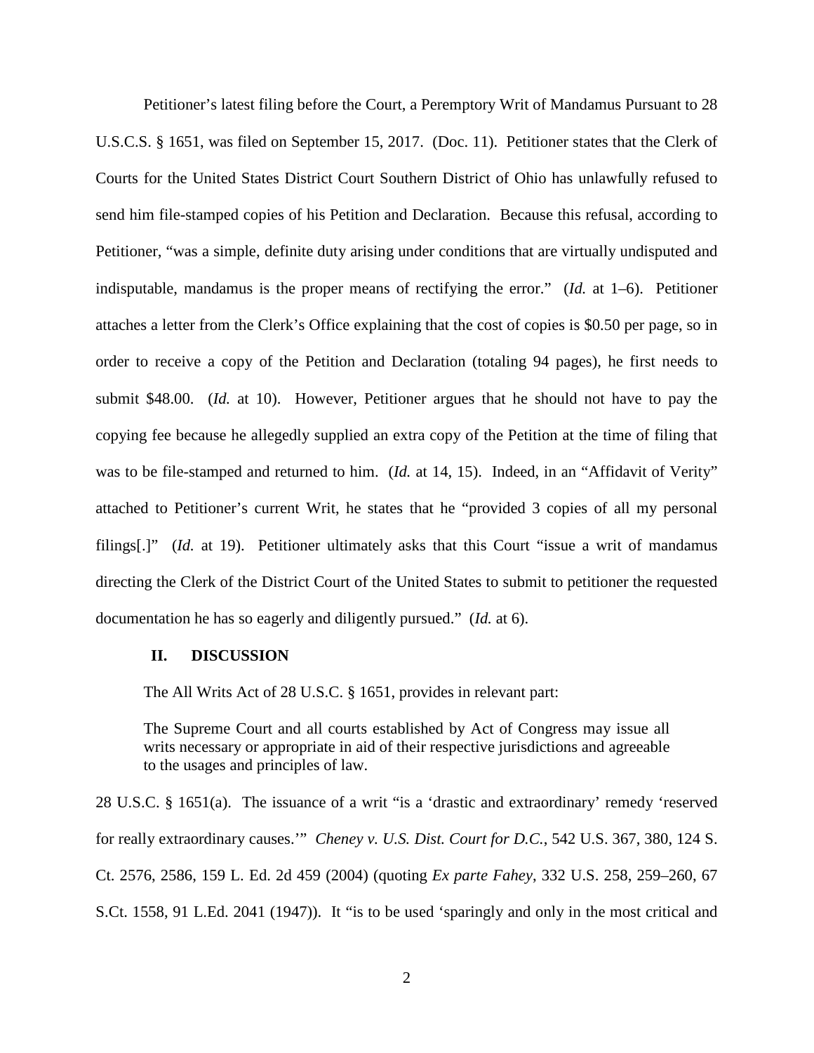Petitioner's latest filing before the Court, a Peremptory Writ of Mandamus Pursuant to 28 U.S.C.S. § 1651, was filed on September 15, 2017. (Doc. 11). Petitioner states that the Clerk of Courts for the United States District Court Southern District of Ohio has unlawfully refused to send him file-stamped copies of his Petition and Declaration. Because this refusal, according to Petitioner, "was a simple, definite duty arising under conditions that are virtually undisputed and indisputable, mandamus is the proper means of rectifying the error." (*Id.* at 1–6). Petitioner attaches a letter from the Clerk's Office explaining that the cost of copies is $0.50 per page, so in order to receive a copy of the Petition and Declaration (totaling 94 pages), he first needs to submit $48.00. (*Id.* at 10). However, Petitioner argues that he should not have to pay the copying fee because he allegedly supplied an extra copy of the Petition at the time of filing that was to be file-stamped and returned to him. (*Id.* at 14, 15). Indeed, in an "Affidavit of Verity" attached to Petitioner's current Writ, he states that he "provided 3 copies of all my personal filings[.]" (*Id.* at 19). Petitioner ultimately asks that this Court "issue a writ of mandamus directing the Clerk of the District Court of the United States to submit to petitioner the requested documentation he has so eagerly and diligently pursued." (*Id.* at 6).

## II. DISCUSSION

The All Writs Act of 28 U.S.C. § 1651, provides in relevant part:

> The Supreme Court and all courts established by Act of Congress may issue all writs necessary or appropriate in aid of their respective jurisdictions and agreeable to the usages and principles of law.

28 U.S.C. § 1651(a). The issuance of a writ "is a 'drastic and extraordinary' remedy 'reserved for really extraordinary causes.'" *Cheney v. U.S. Dist. Court for D.C.*, 542 U.S. 367, 380, 124 S. Ct. 2576, 2586, 159 L. Ed. 2d 459 (2004) (quoting *Ex parte Fahey*, 332 U.S. 258, 259–260, 67 S.Ct. 1558, 91 L.Ed. 2041 (1947)). It "is to be used 'sparingly and only in the most critical and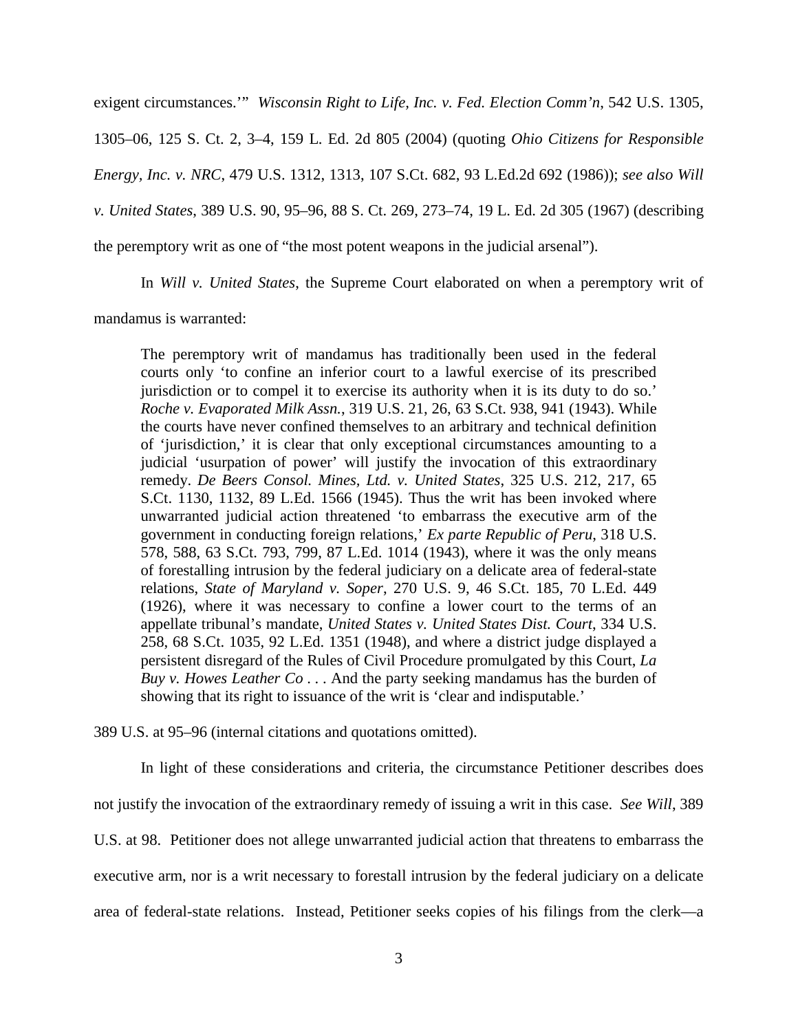exigent circumstances.'" *Wisconsin Right to Life, Inc. v. Fed. Election Comm'n*, 542 U.S. 1305, 1305–06, 125 S. Ct. 2, 3–4, 159 L. Ed. 2d 805 (2004) (quoting *Ohio Citizens for Responsible Energy, Inc. v. NRC*, 479 U.S. 1312, 1313, 107 S.Ct. 682, 93 L.Ed.2d 692 (1986)); *see also Will v. United States*, 389 U.S. 90, 95–96, 88 S. Ct. 269, 273–74, 19 L. Ed. 2d 305 (1967) (describing the peremptory writ as one of "the most potent weapons in the judicial arsenal").

In *Will v. United States*, the Supreme Court elaborated on when a peremptory writ of mandamus is warranted:

> The peremptory writ of mandamus has traditionally been used in the federal courts only 'to confine an inferior court to a lawful exercise of its prescribed jurisdiction or to compel it to exercise its authority when it is its duty to do so.' *Roche v. Evaporated Milk Assn.*, 319 U.S. 21, 26, 63 S.Ct. 938, 941 (1943). While the courts have never confined themselves to an arbitrary and technical definition of 'jurisdiction,' it is clear that only exceptional circumstances amounting to a judicial 'usurpation of power' will justify the invocation of this extraordinary remedy. *De Beers Consol. Mines, Ltd. v. United States*, 325 U.S. 212, 217, 65 S.Ct. 1130, 1132, 89 L.Ed. 1566 (1945). Thus the writ has been invoked where unwarranted judicial action threatened 'to embarrass the executive arm of the government in conducting foreign relations,' *Ex parte Republic of Peru*, 318 U.S. 578, 588, 63 S.Ct. 793, 799, 87 L.Ed. 1014 (1943), where it was the only means of forestalling intrusion by the federal judiciary on a delicate area of federal-state relations, *State of Maryland v. Soper*, 270 U.S. 9, 46 S.Ct. 185, 70 L.Ed. 449 (1926), where it was necessary to confine a lower court to the terms of an appellate tribunal's mandate, *United States v. United States Dist. Court*, 334 U.S. 258, 68 S.Ct. 1035, 92 L.Ed. 1351 (1948), and where a district judge displayed a persistent disregard of the Rules of Civil Procedure promulgated by this Court, *La Buy v. Howes Leather Co* . . . And the party seeking mandamus has the burden of showing that its right to issuance of the writ is 'clear and indisputable.'

389 U.S. at 95–96 (internal citations and quotations omitted).

In light of these considerations and criteria, the circumstance Petitioner describes does not justify the invocation of the extraordinary remedy of issuing a writ in this case. *See Will*, 389 U.S. at 98. Petitioner does not allege unwarranted judicial action that threatens to embarrass the executive arm, nor is a writ necessary to forestall intrusion by the federal judiciary on a delicate area of federal-state relations. Instead, Petitioner seeks copies of his filings from the clerk—a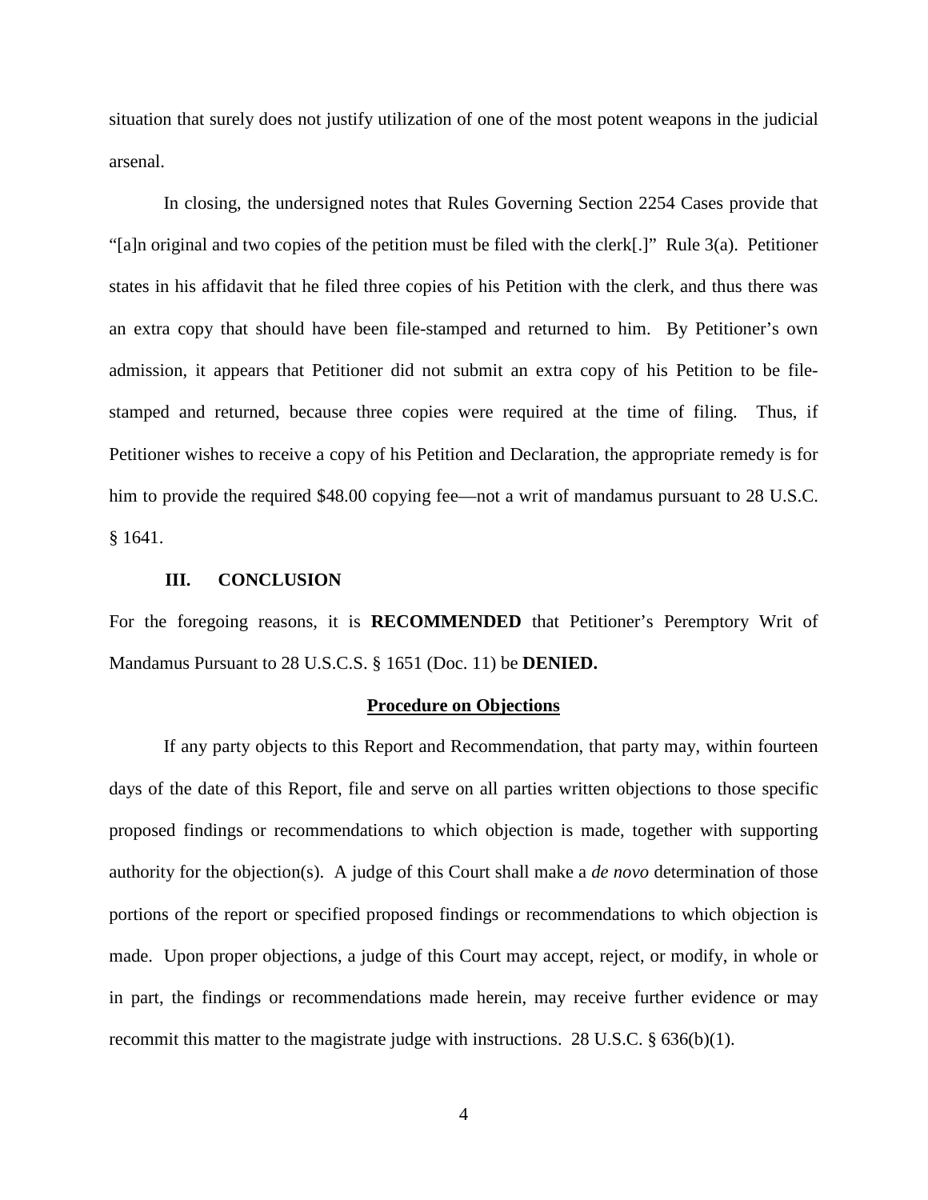situation that surely does not justify utilization of one of the most potent weapons in the judicial arsenal.

In closing, the undersigned notes that Rules Governing Section 2254 Cases provide that "[a]n original and two copies of the petition must be filed with the clerk[.]" Rule 3(a). Petitioner states in his affidavit that he filed three copies of his Petition with the clerk, and thus there was an extra copy that should have been file-stamped and returned to him. By Petitioner's own admission, it appears that Petitioner did not submit an extra copy of his Petition to be file-stamped and returned, because three copies were required at the time of filing. Thus, if Petitioner wishes to receive a copy of his Petition and Declaration, the appropriate remedy is for him to provide the required $48.00 copying fee—not a writ of mandamus pursuant to 28 U.S.C. § 1641.

## III. CONCLUSION

For the foregoing reasons, it is **RECOMMENDED** that Petitioner's Peremptory Writ of Mandamus Pursuant to 28 U.S.C.S. § 1651 (Doc. 11) be **DENIED.**

**Procedure on Objections**

If any party objects to this Report and Recommendation, that party may, within fourteen days of the date of this Report, file and serve on all parties written objections to those specific proposed findings or recommendations to which objection is made, together with supporting authority for the objection(s). A judge of this Court shall make a *de novo* determination of those portions of the report or specified proposed findings or recommendations to which objection is made. Upon proper objections, a judge of this Court may accept, reject, or modify, in whole or in part, the findings or recommendations made herein, may receive further evidence or may recommit this matter to the magistrate judge with instructions. 28 U.S.C. § 636(b)(1).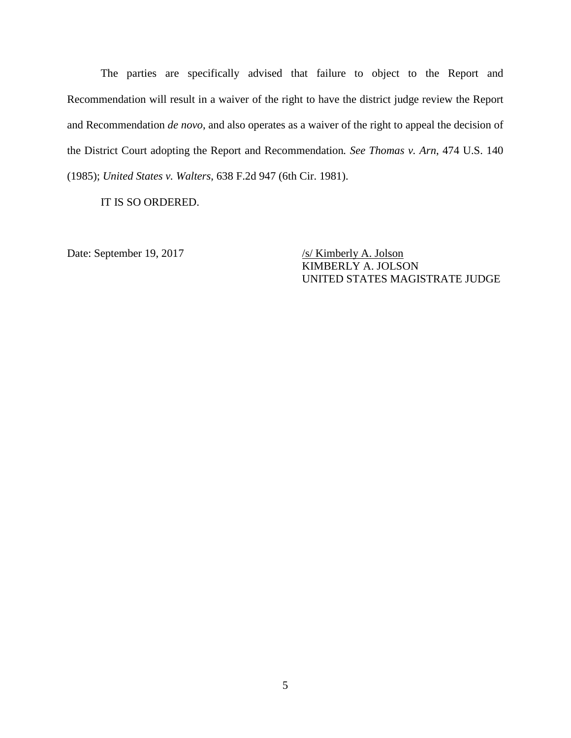The parties are specifically advised that failure to object to the Report and Recommendation will result in a waiver of the right to have the district judge review the Report and Recommendation *de novo*, and also operates as a waiver of the right to appeal the decision of the District Court adopting the Report and Recommendation. *See Thomas v. Arn*, 474 U.S. 140 (1985); *United States v. Walters*, 638 F.2d 947 (6th Cir. 1981).

IT IS SO ORDERED.

Date: September 19, 2017

/s/ Kimberly A. Jolson
KIMBERLY A. JOLSON
UNITED STATES MAGISTRATE JUDGE